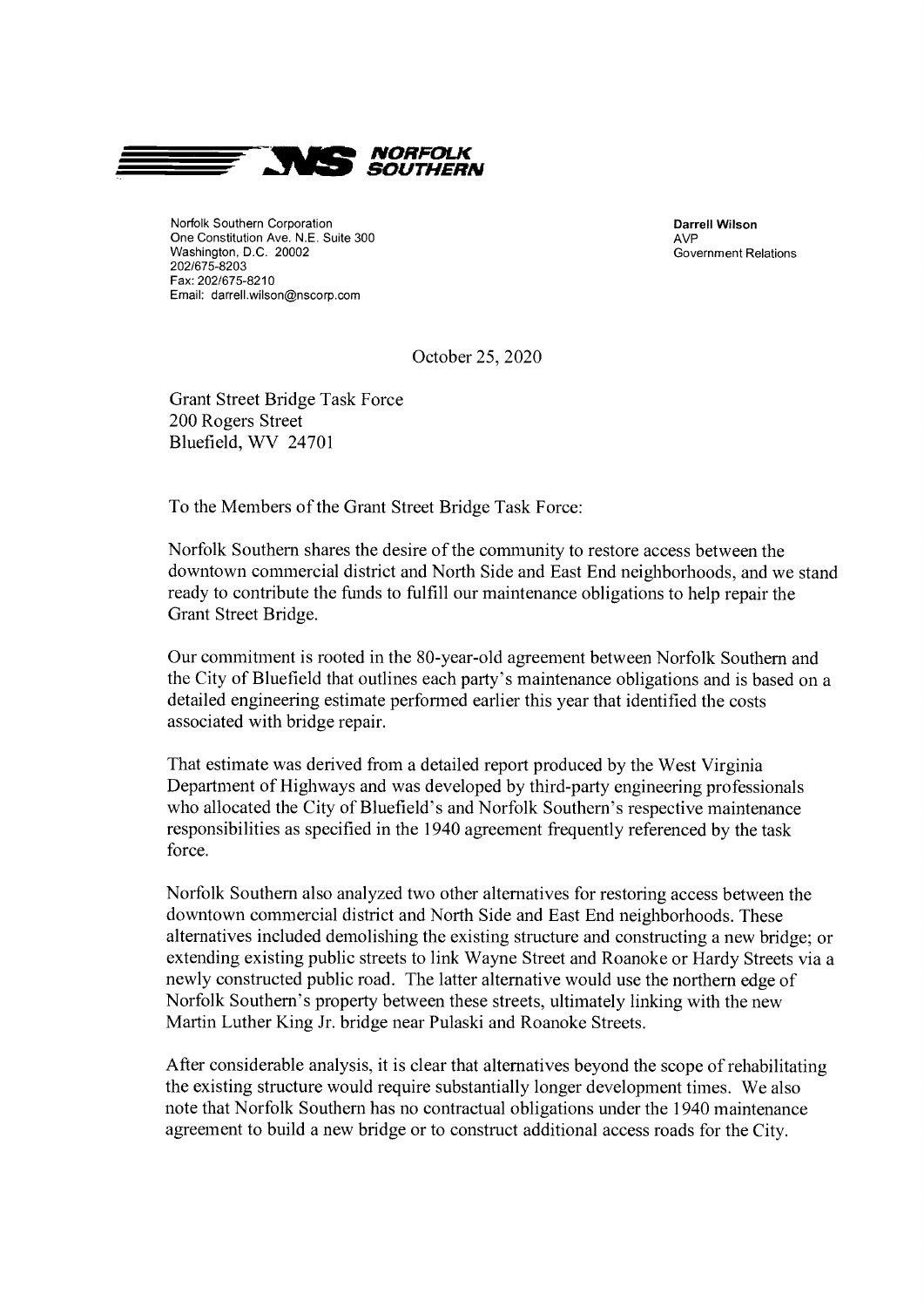**NORFOLK SOUTHERN**

Norfolk Southern Corporation
One Constitution Ave. N.E. Suite 300
Washington, D.C. 20002
202/675-8203
Fax: 202/675-8210
Email: darrell.wilson@nscorp.com

**Darrell Wilson**
AVP
Government Relations

October 25, 2020

Grant Street Bridge Task Force
200 Rogers Street
Bluefield, WV 24701

To the Members of the Grant Street Bridge Task Force:

Norfolk Southern shares the desire of the community to restore access between the downtown commercial district and North Side and East End neighborhoods, and we stand ready to contribute the funds to fulfill our maintenance obligations to help repair the Grant Street Bridge.

Our commitment is rooted in the 80-year-old agreement between Norfolk Southern and the City of Bluefield that outlines each party's maintenance obligations and is based on a detailed engineering estimate performed earlier this year that identified the costs associated with bridge repair.

That estimate was derived from a detailed report produced by the West Virginia Department of Highways and was developed by third-party engineering professionals who allocated the City of Bluefield's and Norfolk Southern's respective maintenance responsibilities as specified in the 1940 agreement frequently referenced by the task force.

Norfolk Southern also analyzed two other alternatives for restoring access between the downtown commercial district and North Side and East End neighborhoods. These alternatives included demolishing the existing structure and constructing a new bridge; or extending existing public streets to link Wayne Street and Roanoke or Hardy Streets via a newly constructed public road. The latter alternative would use the northern edge of Norfolk Southern's property between these streets, ultimately linking with the new Martin Luther King Jr. bridge near Pulaski and Roanoke Streets.

After considerable analysis, it is clear that alternatives beyond the scope of rehabilitating the existing structure would require substantially longer development times. We also note that Norfolk Southern has no contractual obligations under the 1940 maintenance agreement to build a new bridge or to construct additional access roads for the City.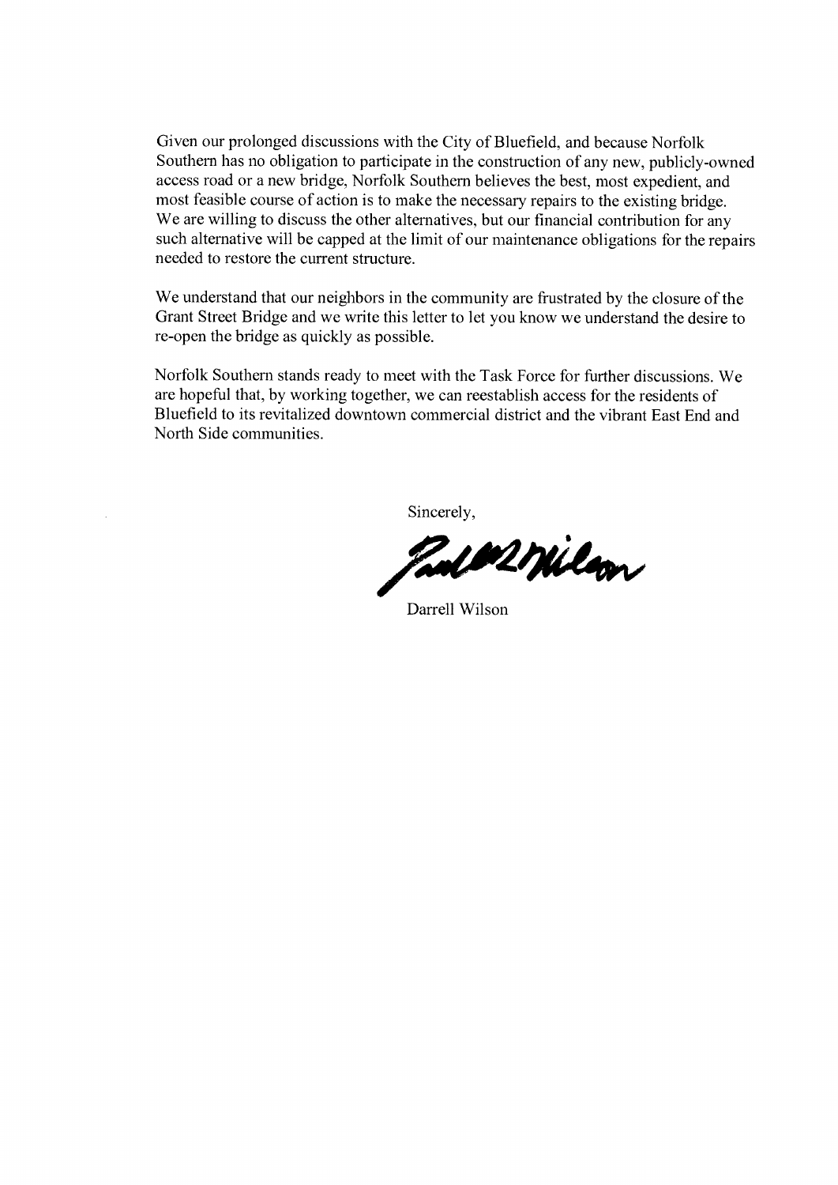Given our prolonged discussions with the City of Bluefield, and because Norfolk Southern has no obligation to participate in the construction of any new, publicly-owned access road or a new bridge, Norfolk Southern believes the best, most expedient, and most feasible course of action is to make the necessary repairs to the existing bridge. We are willing to discuss the other alternatives, but our financial contribution for any such alternative will be capped at the limit of our maintenance obligations for the repairs needed to restore the current structure.

We understand that our neighbors in the community are frustrated by the closure of the Grant Street Bridge and we write this letter to let you know we understand the desire to re-open the bridge as quickly as possible.

Norfolk Southern stands ready to meet with the Task Force for further discussions. We are hopeful that, by working together, we can reestablish access for the residents of Bluefield to its revitalized downtown commercial district and the vibrant East End and North Side communities.

Sincerely,

Darrell Wilson